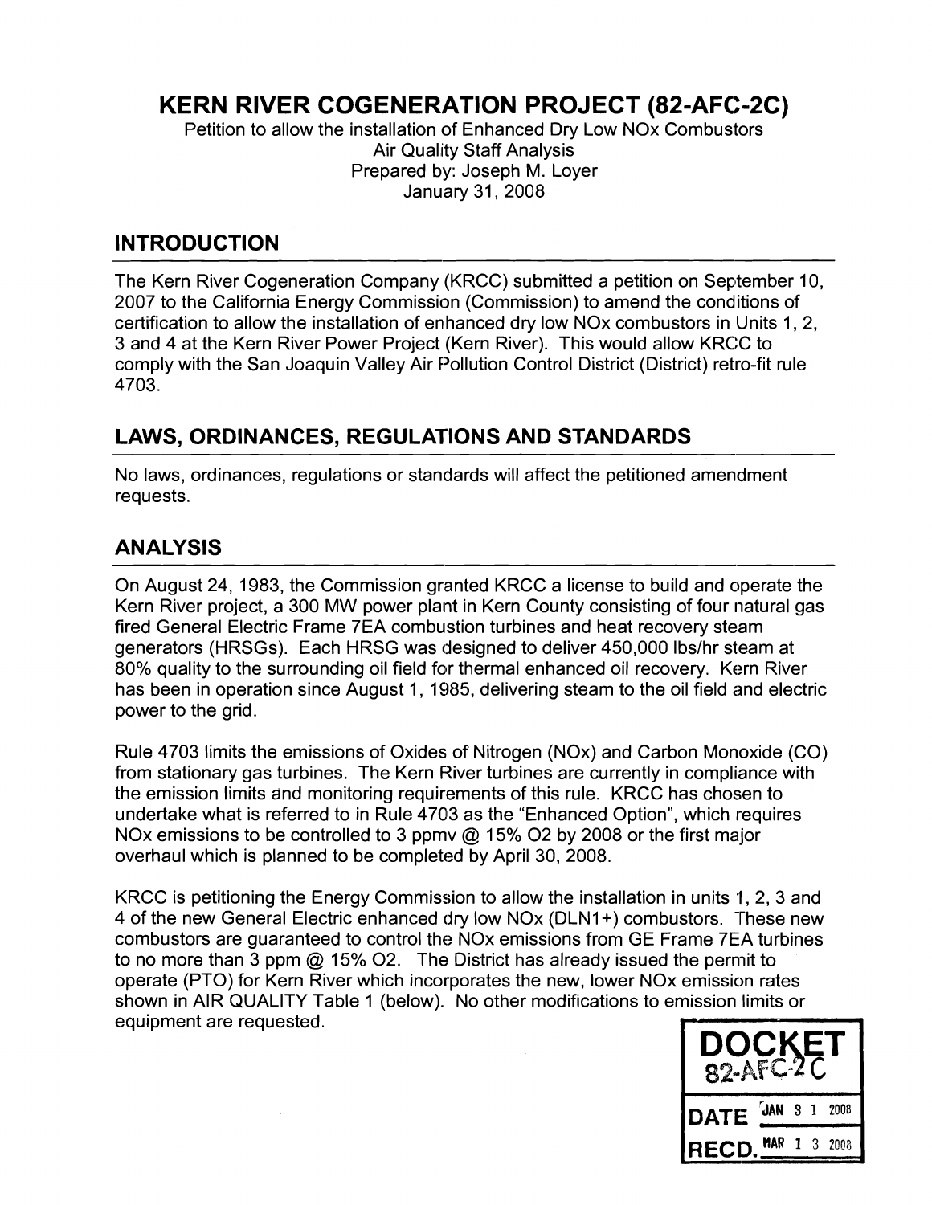# KERN RIVER COGENERATION PROJECT (82-AFC-2C)

Petition to allow the installation of Enhanced Dry Low NOx Combustors
Air Quality Staff Analysis
Prepared by: Joseph M. Loyer
January 31, 2008

## INTRODUCTION

The Kern River Cogeneration Company (KRCC) submitted a petition on September 10, 2007 to the California Energy Commission (Commission) to amend the conditions of certification to allow the installation of enhanced dry low NOx combustors in Units 1, 2, 3 and 4 at the Kern River Power Project (Kern River). This would allow KRCC to comply with the San Joaquin Valley Air Pollution Control District (District) retro-fit rule 4703.

## LAWS, ORDINANCES, REGULATIONS AND STANDARDS

No laws, ordinances, regulations or standards will affect the petitioned amendment requests.

## ANALYSIS

On August 24, 1983, the Commission granted KRCC a license to build and operate the Kern River project, a 300 MW power plant in Kern County consisting of four natural gas fired General Electric Frame 7EA combustion turbines and heat recovery steam generators (HRSGs). Each HRSG was designed to deliver 450,000 lbs/hr steam at 80% quality to the surrounding oil field for thermal enhanced oil recovery. Kern River has been in operation since August 1, 1985, delivering steam to the oil field and electric power to the grid.

Rule 4703 limits the emissions of Oxides of Nitrogen (NOx) and Carbon Monoxide (CO) from stationary gas turbines. The Kern River turbines are currently in compliance with the emission limits and monitoring requirements of this rule. KRCC has chosen to undertake what is referred to in Rule 4703 as the "Enhanced Option", which requires NOx emissions to be controlled to 3 ppmv @ 15% O2 by 2008 or the first major overhaul which is planned to be completed by April 30, 2008.

KRCC is petitioning the Energy Commission to allow the installation in units 1, 2, 3 and 4 of the new General Electric enhanced dry low NOx (DLN1+) combustors. These new combustors are guaranteed to control the NOx emissions from GE Frame 7EA turbines to no more than 3 ppm @ 15% O2. The District has already issued the permit to operate (PTO) for Kern River which incorporates the new, lower NOx emission rates shown in AIR QUALITY Table 1 (below). No other modifications to emission limits or equipment are requested.

DOCKET
82-AFC-2C
DATE JAN 31 2008
RECD. MAR 13 2008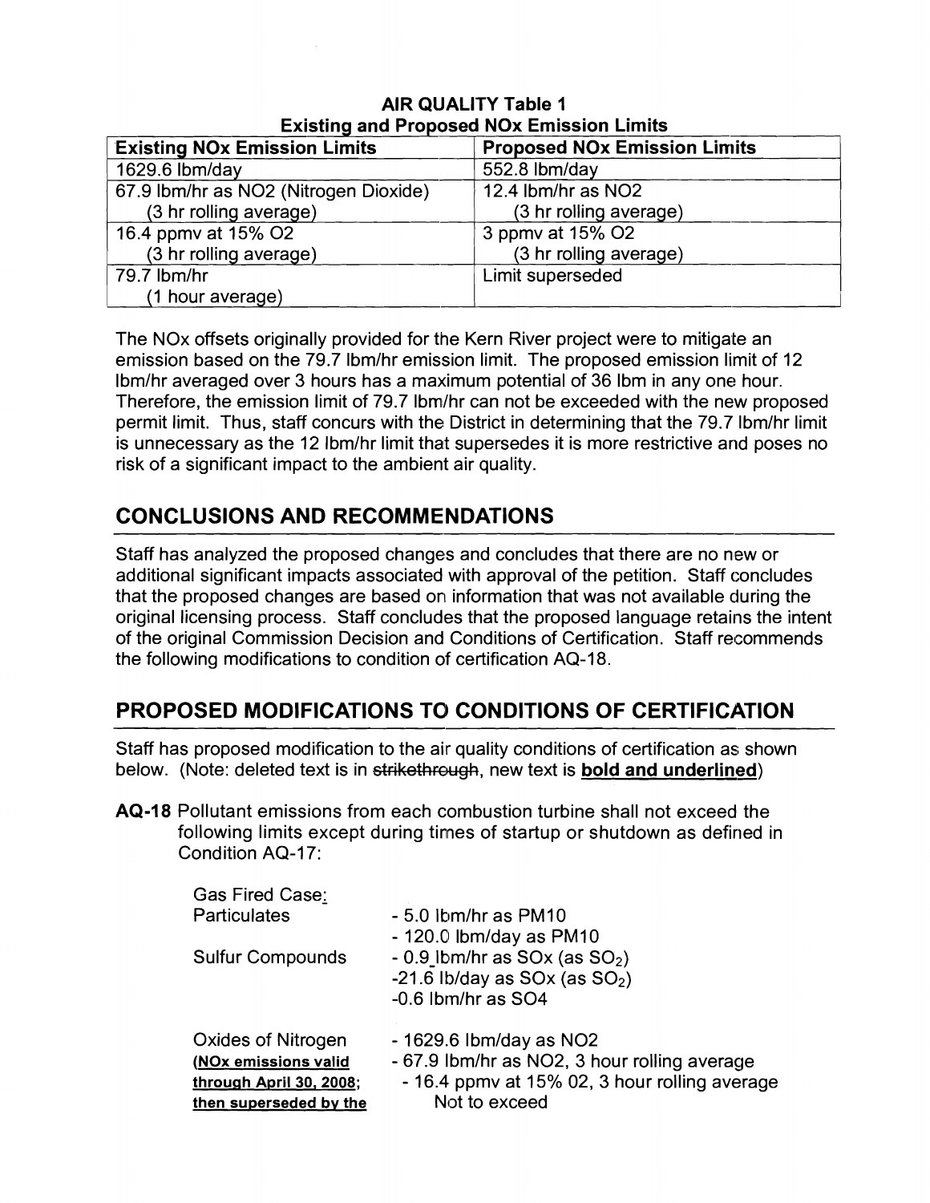**AIR QUALITY Table 1**
**Existing and Proposed NOx Emission Limits**

| Existing NOx Emission Limits | Proposed NOx Emission Limits |
|---|---|
| 1629.6 lbm/day | 552.8 lbm/day |
| 67.9 lbm/hr as NO2 (Nitrogen Dioxide) (3 hr rolling average) | 12.4 lbm/hr as NO2 (3 hr rolling average) |
| 16.4 ppmv at 15% O2 (3 hr rolling average) | 3 ppmv at 15% O2 (3 hr rolling average) |
| 79.7 lbm/hr (1 hour average) | Limit superseded |

The NOx offsets originally provided for the Kern River project were to mitigate an emission based on the 79.7 lbm/hr emission limit. The proposed emission limit of 12 lbm/hr averaged over 3 hours has a maximum potential of 36 lbm in any one hour. Therefore, the emission limit of 79.7 lbm/hr can not be exceeded with the new proposed permit limit. Thus, staff concurs with the District in determining that the 79.7 lbm/hr limit is unnecessary as the 12 lbm/hr limit that supersedes it is more restrictive and poses no risk of a significant impact to the ambient air quality.

## CONCLUSIONS AND RECOMMENDATIONS

Staff has analyzed the proposed changes and concludes that there are no new or additional significant impacts associated with approval of the petition. Staff concludes that the proposed changes are based on information that was not available during the original licensing process. Staff concludes that the proposed language retains the intent of the original Commission Decision and Conditions of Certification. Staff recommends the following modifications to condition of certification AQ-18.

## PROPOSED MODIFICATIONS TO CONDITIONS OF CERTIFICATION

Staff has proposed modification to the air quality conditions of certification as shown below. (Note: deleted text is in ~~strikethrough~~, new text is **<u>bold and underlined</u>**)

**AQ-18** Pollutant emissions from each combustion turbine shall not exceed the following limits except during times of startup or shutdown as defined in Condition AQ-17:

Gas Fired Case**<u>:</u>**

Particulates
- 5.0 lbm/hr as PM10
- 120.0 lbm/day as PM10

Sulfur Compounds
- 0.9 lbm/hr as SOx (as $SO_2$)
- 21.6 lb/day as SOx (as $SO_2$)
- 0.6 lbm/hr as SO4

Oxides of Nitrogen
**<u>(NOx emissions valid through April 30, 2008; then superseded by the</u>**
- 1629.6 lbm/day as NO2
- 67.9 lbm/hr as NO2, 3 hour rolling average
- 16.4 ppmv at 15% 02, 3 hour rolling average Not to exceed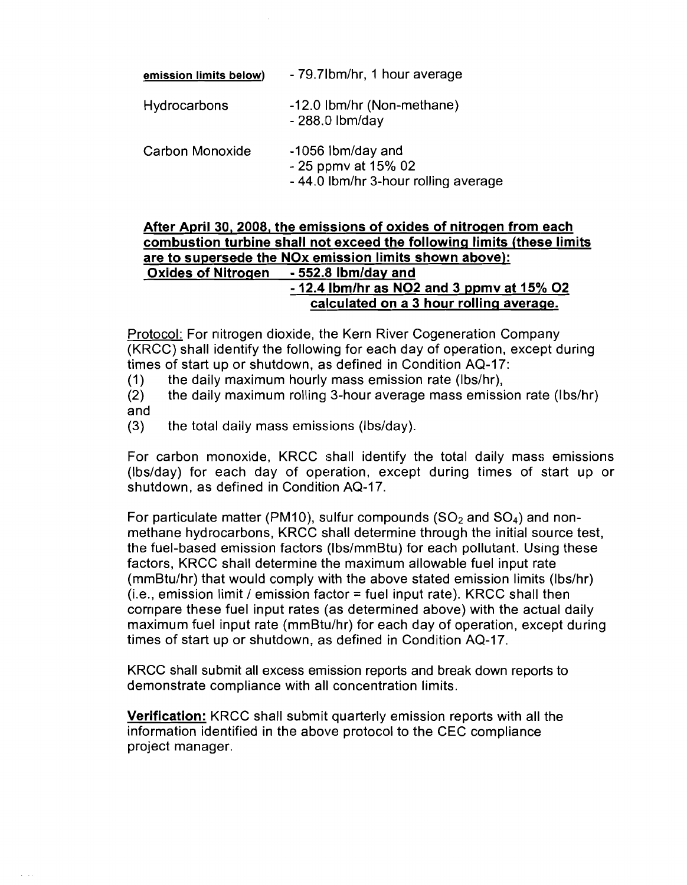| | |
|---|---|
| **emission limits below)** | - 79.7lbm/hr, 1 hour average |
| Hydrocarbons | -12.0 lbm/hr (Non-methane)<br>- 288.0 lbm/day |
| Carbon Monoxide | -1056 lbm/day and<br>- 25 ppmv at 15% 02<br>- 44.0 lbm/hr 3-hour rolling average |

**After April 30, 2008, the emissions of oxides of nitrogen from each combustion turbine shall not exceed the following limits (these limits are to supersede the NOx emission limits shown above):**

| | |
|---|---|
| **Oxides of Nitrogen** | **- 552.8 lbm/day and**<br>**- 12.4 lbm/hr as NO2 and 3 ppmv at 15% O2 calculated on a 3 hour rolling average.** |

Protocol: For nitrogen dioxide, the Kern River Cogeneration Company (KRCC) shall identify the following for each day of operation, except during times of start up or shutdown, as defined in Condition AQ-17:

(1) the daily maximum hourly mass emission rate (lbs/hr),

(2) the daily maximum rolling 3-hour average mass emission rate (lbs/hr) and

(3) the total daily mass emissions (lbs/day).

For carbon monoxide, KRCC shall identify the total daily mass emissions (lbs/day) for each day of operation, except during times of start up or shutdown, as defined in Condition AQ-17.

For particulate matter (PM10), sulfur compounds ($SO_2$ and $SO_4$) and non-methane hydrocarbons, KRCC shall determine through the initial source test, the fuel-based emission factors (lbs/mmBtu) for each pollutant. Using these factors, KRCC shall determine the maximum allowable fuel input rate (mmBtu/hr) that would comply with the above stated emission limits (lbs/hr) (i.e., emission limit / emission factor = fuel input rate). KRCC shall then compare these fuel input rates (as determined above) with the actual daily maximum fuel input rate (mmBtu/hr) for each day of operation, except during times of start up or shutdown, as defined in Condition AQ-17.

KRCC shall submit all excess emission reports and break down reports to demonstrate compliance with all concentration limits.

**Verification:** KRCC shall submit quarterly emission reports with all the information identified in the above protocol to the CEC compliance project manager.